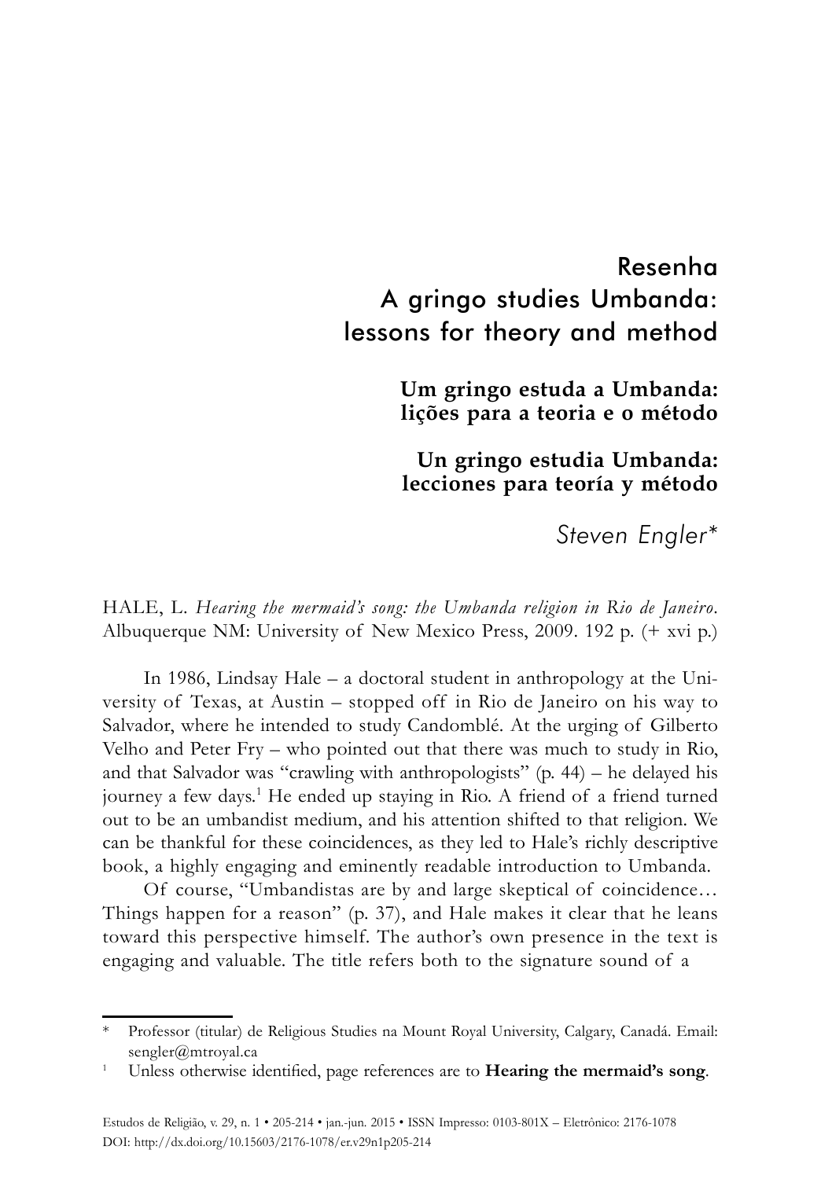# Resenha
# A gringo studies Umbanda: lessons for theory and method

## Um gringo estuda a Umbanda: lições para a teoria e o método

## Un gringo estudia Umbanda: lecciones para teoría y método

*Steven Engler\**

HALE, L. *Hearing the mermaid's song: the Umbanda religion in Rio de Janeiro*. Albuquerque NM: University of New Mexico Press, 2009. 192 p. (+ xvi p.)

In 1986, Lindsay Hale – a doctoral student in anthropology at the University of Texas, at Austin – stopped off in Rio de Janeiro on his way to Salvador, where he intended to study Candomblé. At the urging of Gilberto Velho and Peter Fry – who pointed out that there was much to study in Rio, and that Salvador was "crawling with anthropologists" (p. 44) – he delayed his journey a few days.[1] He ended up staying in Rio. A friend of a friend turned out to be an umbandist medium, and his attention shifted to that religion. We can be thankful for these coincidences, as they led to Hale's richly descriptive book, a highly engaging and eminently readable introduction to Umbanda.

Of course, "Umbandistas are by and large skeptical of coincidence… Things happen for a reason" (p. 37), and Hale makes it clear that he leans toward this perspective himself. The author's own presence in the text is engaging and valuable. The title refers both to the signature sound of a

---

\* Professor (titular) de Religious Studies na Mount Royal University, Calgary, Canadá. Email: sengler@mtroyal.ca

[1] Unless otherwise identified, page references are to **Hearing the mermaid's song**.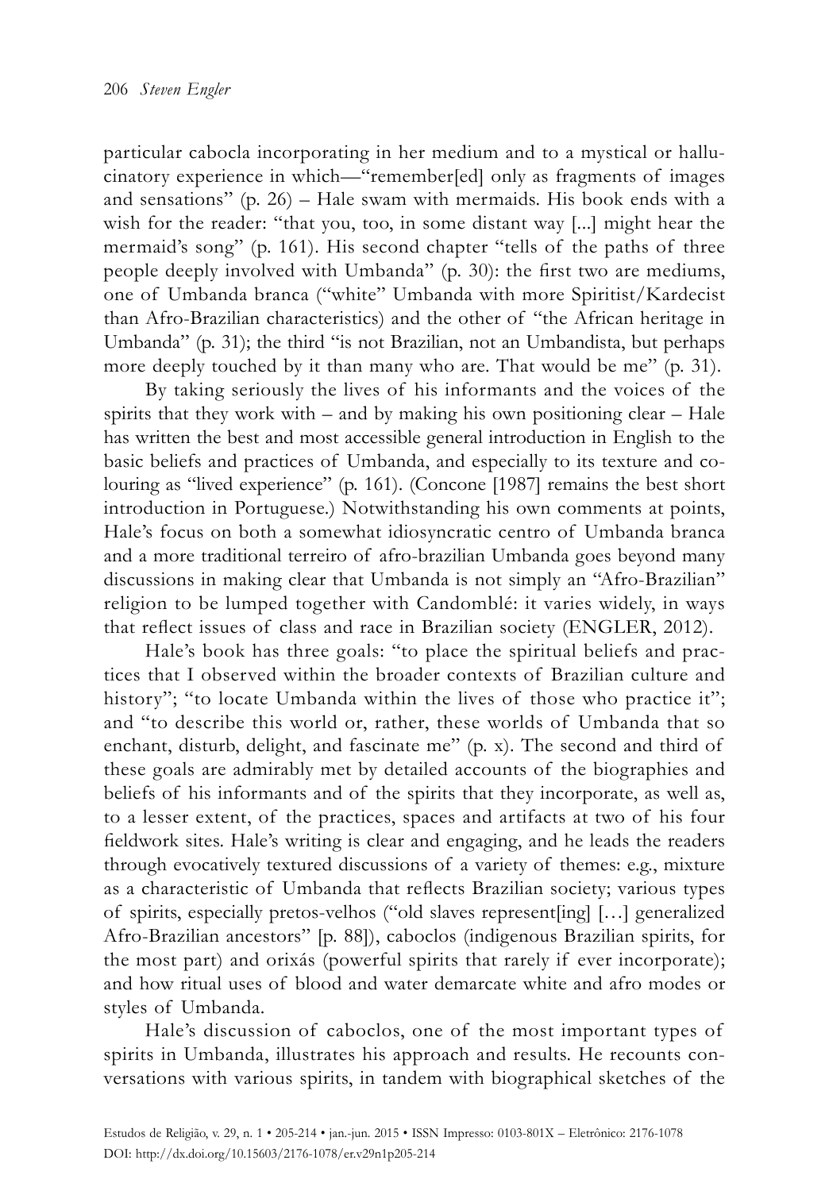particular cabocla incorporating in her medium and to a mystical or hallucinatory experience in which—"remember[ed] only as fragments of images and sensations" (p. 26) – Hale swam with mermaids. His book ends with a wish for the reader: "that you, too, in some distant way [...] might hear the mermaid's song" (p. 161). His second chapter "tells of the paths of three people deeply involved with Umbanda" (p. 30): the first two are mediums, one of Umbanda branca ("white" Umbanda with more Spiritist/Kardecist than Afro-Brazilian characteristics) and the other of "the African heritage in Umbanda" (p. 31); the third "is not Brazilian, not an Umbandista, but perhaps more deeply touched by it than many who are. That would be me" (p. 31).

By taking seriously the lives of his informants and the voices of the spirits that they work with – and by making his own positioning clear – Hale has written the best and most accessible general introduction in English to the basic beliefs and practices of Umbanda, and especially to its texture and colouring as "lived experience" (p. 161). (Concone [1987] remains the best short introduction in Portuguese.) Notwithstanding his own comments at points, Hale's focus on both a somewhat idiosyncratic centro of Umbanda branca and a more traditional terreiro of afro-brazilian Umbanda goes beyond many discussions in making clear that Umbanda is not simply an "Afro-Brazilian" religion to be lumped together with Candomblé: it varies widely, in ways that reflect issues of class and race in Brazilian society (ENGLER, 2012).

Hale's book has three goals: "to place the spiritual beliefs and practices that I observed within the broader contexts of Brazilian culture and history"; "to locate Umbanda within the lives of those who practice it"; and "to describe this world or, rather, these worlds of Umbanda that so enchant, disturb, delight, and fascinate me" (p. x). The second and third of these goals are admirably met by detailed accounts of the biographies and beliefs of his informants and of the spirits that they incorporate, as well as, to a lesser extent, of the practices, spaces and artifacts at two of his four fieldwork sites. Hale's writing is clear and engaging, and he leads the readers through evocatively textured discussions of a variety of themes: e.g., mixture as a characteristic of Umbanda that reflects Brazilian society; various types of spirits, especially pretos-velhos ("old slaves represent[ing] […] generalized Afro-Brazilian ancestors" [p. 88]), caboclos (indigenous Brazilian spirits, for the most part) and orixás (powerful spirits that rarely if ever incorporate); and how ritual uses of blood and water demarcate white and afro modes or styles of Umbanda.

Hale's discussion of caboclos, one of the most important types of spirits in Umbanda, illustrates his approach and results. He recounts conversations with various spirits, in tandem with biographical sketches of the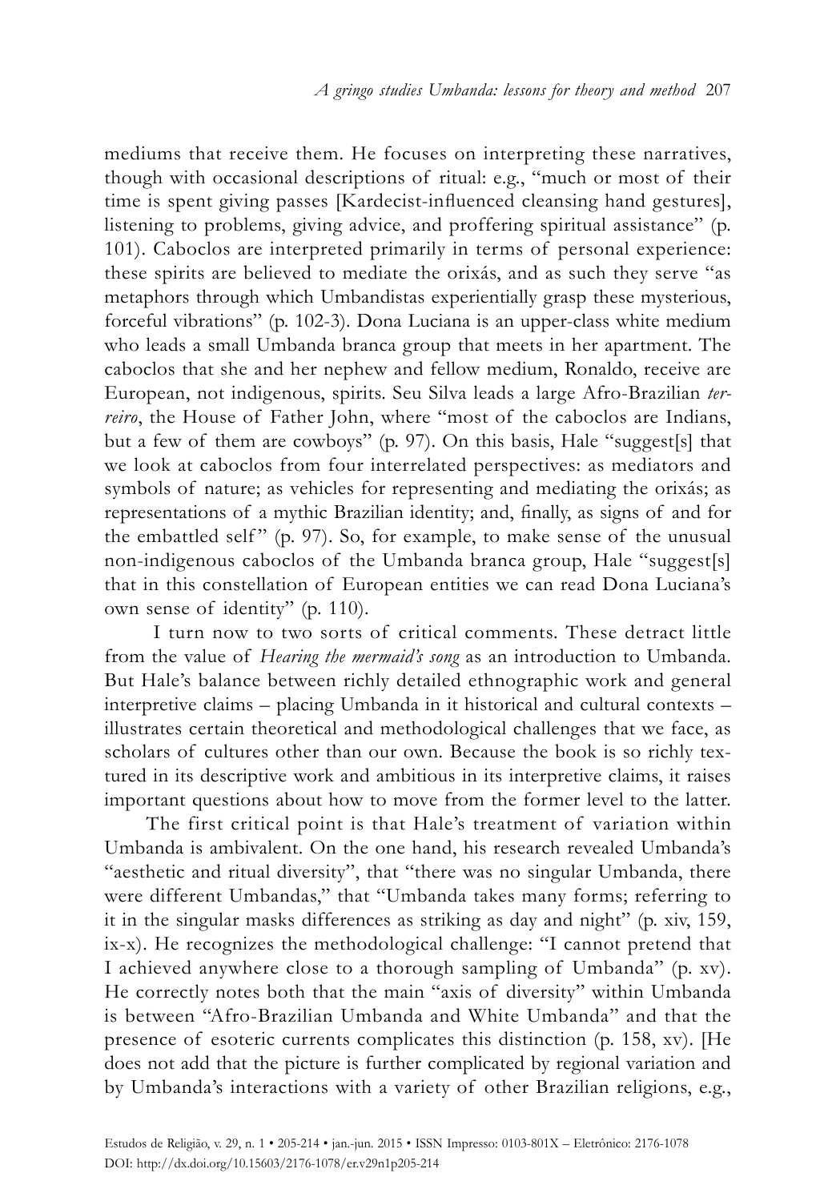mediums that receive them. He focuses on interpreting these narratives, though with occasional descriptions of ritual: e.g., "much or most of their time is spent giving passes [Kardecist-influenced cleansing hand gestures], listening to problems, giving advice, and proffering spiritual assistance" (p. 101). Caboclos are interpreted primarily in terms of personal experience: these spirits are believed to mediate the orixás, and as such they serve "as metaphors through which Umbandistas experientially grasp these mysterious, forceful vibrations" (p. 102-3). Dona Luciana is an upper-class white medium who leads a small Umbanda branca group that meets in her apartment. The caboclos that she and her nephew and fellow medium, Ronaldo, receive are European, not indigenous, spirits. Seu Silva leads a large Afro-Brazilian *terreiro*, the House of Father John, where "most of the caboclos are Indians, but a few of them are cowboys" (p. 97). On this basis, Hale "suggest[s] that we look at caboclos from four interrelated perspectives: as mediators and symbols of nature; as vehicles for representing and mediating the orixás; as representations of a mythic Brazilian identity; and, finally, as signs of and for the embattled self" (p. 97). So, for example, to make sense of the unusual non-indigenous caboclos of the Umbanda branca group, Hale "suggest[s] that in this constellation of European entities we can read Dona Luciana's own sense of identity" (p. 110).

I turn now to two sorts of critical comments. These detract little from the value of *Hearing the mermaid's song* as an introduction to Umbanda. But Hale's balance between richly detailed ethnographic work and general interpretive claims – placing Umbanda in it historical and cultural contexts – illustrates certain theoretical and methodological challenges that we face, as scholars of cultures other than our own. Because the book is so richly textured in its descriptive work and ambitious in its interpretive claims, it raises important questions about how to move from the former level to the latter.

The first critical point is that Hale's treatment of variation within Umbanda is ambivalent. On the one hand, his research revealed Umbanda's "aesthetic and ritual diversity", that "there was no singular Umbanda, there were different Umbandas," that "Umbanda takes many forms; referring to it in the singular masks differences as striking as day and night" (p. xiv, 159, ix-x). He recognizes the methodological challenge: "I cannot pretend that I achieved anywhere close to a thorough sampling of Umbanda" (p. xv). He correctly notes both that the main "axis of diversity" within Umbanda is between "Afro-Brazilian Umbanda and White Umbanda" and that the presence of esoteric currents complicates this distinction (p. 158, xv). [He does not add that the picture is further complicated by regional variation and by Umbanda's interactions with a variety of other Brazilian religions, e.g.,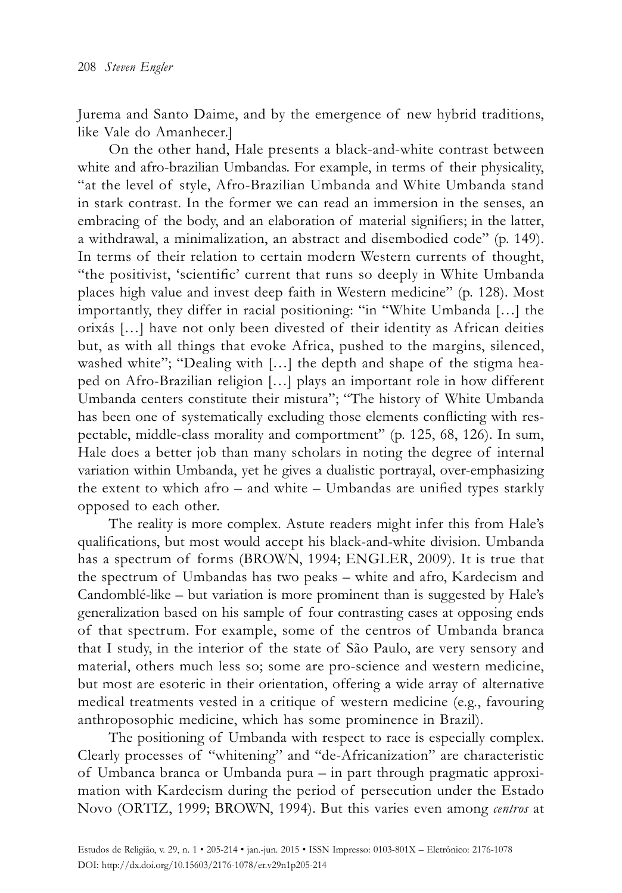Jurema and Santo Daime, and by the emergence of new hybrid traditions, like Vale do Amanhecer.]

On the other hand, Hale presents a black-and-white contrast between white and afro-brazilian Umbandas. For example, in terms of their physicality, "at the level of style, Afro-Brazilian Umbanda and White Umbanda stand in stark contrast. In the former we can read an immersion in the senses, an embracing of the body, and an elaboration of material signifiers; in the latter, a withdrawal, a minimalization, an abstract and disembodied code" (p. 149). In terms of their relation to certain modern Western currents of thought, "the positivist, 'scientific' current that runs so deeply in White Umbanda places high value and invest deep faith in Western medicine" (p. 128). Most importantly, they differ in racial positioning: "in "White Umbanda […] the orixás […] have not only been divested of their identity as African deities but, as with all things that evoke Africa, pushed to the margins, silenced, washed white"; "Dealing with […] the depth and shape of the stigma heaped on Afro-Brazilian religion […] plays an important role in how different Umbanda centers constitute their mistura"; "The history of White Umbanda has been one of systematically excluding those elements conflicting with respectable, middle-class morality and comportment" (p. 125, 68, 126). In sum, Hale does a better job than many scholars in noting the degree of internal variation within Umbanda, yet he gives a dualistic portrayal, over-emphasizing the extent to which afro – and white – Umbandas are unified types starkly opposed to each other.

The reality is more complex. Astute readers might infer this from Hale's qualifications, but most would accept his black-and-white division. Umbanda has a spectrum of forms (BROWN, 1994; ENGLER, 2009). It is true that the spectrum of Umbandas has two peaks – white and afro, Kardecism and Candomblé-like – but variation is more prominent than is suggested by Hale's generalization based on his sample of four contrasting cases at opposing ends of that spectrum. For example, some of the centros of Umbanda branca that I study, in the interior of the state of São Paulo, are very sensory and material, others much less so; some are pro-science and western medicine, but most are esoteric in their orientation, offering a wide array of alternative medical treatments vested in a critique of western medicine (e.g., favouring anthroposophic medicine, which has some prominence in Brazil).

The positioning of Umbanda with respect to race is especially complex. Clearly processes of "whitening" and "de-Africanization" are characteristic of Umbanca branca or Umbanda pura – in part through pragmatic approximation with Kardecism during the period of persecution under the Estado Novo (ORTIZ, 1999; BROWN, 1994). But this varies even among *centros* at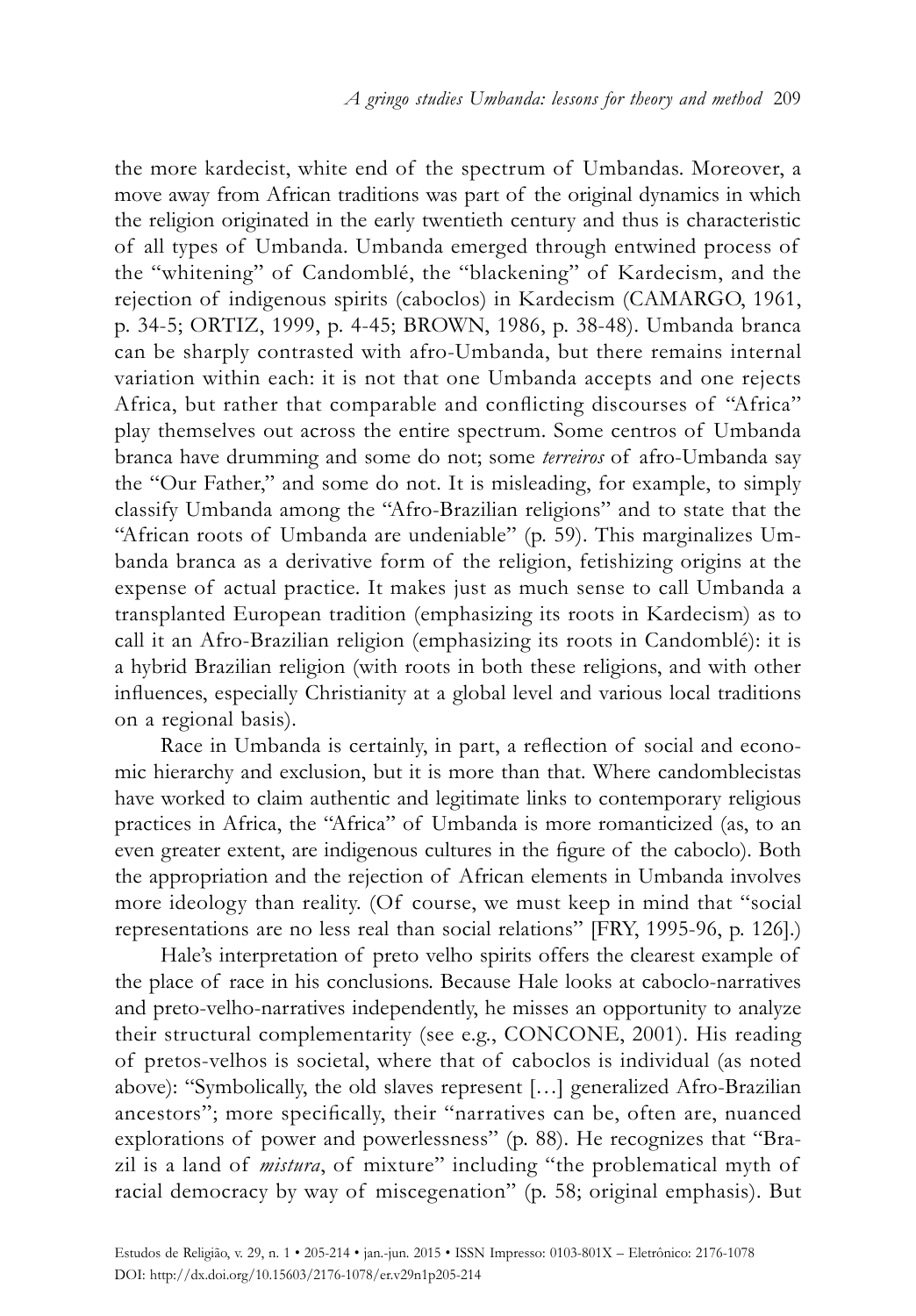the more kardecist, white end of the spectrum of Umbandas. Moreover, a move away from African traditions was part of the original dynamics in which the religion originated in the early twentieth century and thus is characteristic of all types of Umbanda. Umbanda emerged through entwined process of the "whitening" of Candomblé, the "blackening" of Kardecism, and the rejection of indigenous spirits (caboclos) in Kardecism (CAMARGO, 1961, p. 34-5; ORTIZ, 1999, p. 4-45; BROWN, 1986, p. 38-48). Umbanda branca can be sharply contrasted with afro-Umbanda, but there remains internal variation within each: it is not that one Umbanda accepts and one rejects Africa, but rather that comparable and conflicting discourses of "Africa" play themselves out across the entire spectrum. Some centros of Umbanda branca have drumming and some do not; some *terreiros* of afro-Umbanda say the "Our Father," and some do not. It is misleading, for example, to simply classify Umbanda among the "Afro-Brazilian religions" and to state that the "African roots of Umbanda are undeniable" (p. 59). This marginalizes Umbanda branca as a derivative form of the religion, fetishizing origins at the expense of actual practice. It makes just as much sense to call Umbanda a transplanted European tradition (emphasizing its roots in Kardecism) as to call it an Afro-Brazilian religion (emphasizing its roots in Candomblé): it is a hybrid Brazilian religion (with roots in both these religions, and with other influences, especially Christianity at a global level and various local traditions on a regional basis).

Race in Umbanda is certainly, in part, a reflection of social and economic hierarchy and exclusion, but it is more than that. Where candomblecistas have worked to claim authentic and legitimate links to contemporary religious practices in Africa, the "Africa" of Umbanda is more romanticized (as, to an even greater extent, are indigenous cultures in the figure of the caboclo). Both the appropriation and the rejection of African elements in Umbanda involves more ideology than reality. (Of course, we must keep in mind that "social representations are no less real than social relations" [FRY, 1995-96, p. 126].)

Hale's interpretation of preto velho spirits offers the clearest example of the place of race in his conclusions. Because Hale looks at caboclo-narratives and preto-velho-narratives independently, he misses an opportunity to analyze their structural complementarity (see e.g., CONCONE, 2001). His reading of pretos-velhos is societal, where that of caboclos is individual (as noted above): "Symbolically, the old slaves represent […] generalized Afro-Brazilian ancestors"; more specifically, their "narratives can be, often are, nuanced explorations of power and powerlessness" (p. 88). He recognizes that "Brazil is a land of *mistura*, of mixture" including "the problematical myth of racial democracy by way of miscegenation" (p. 58; original emphasis). But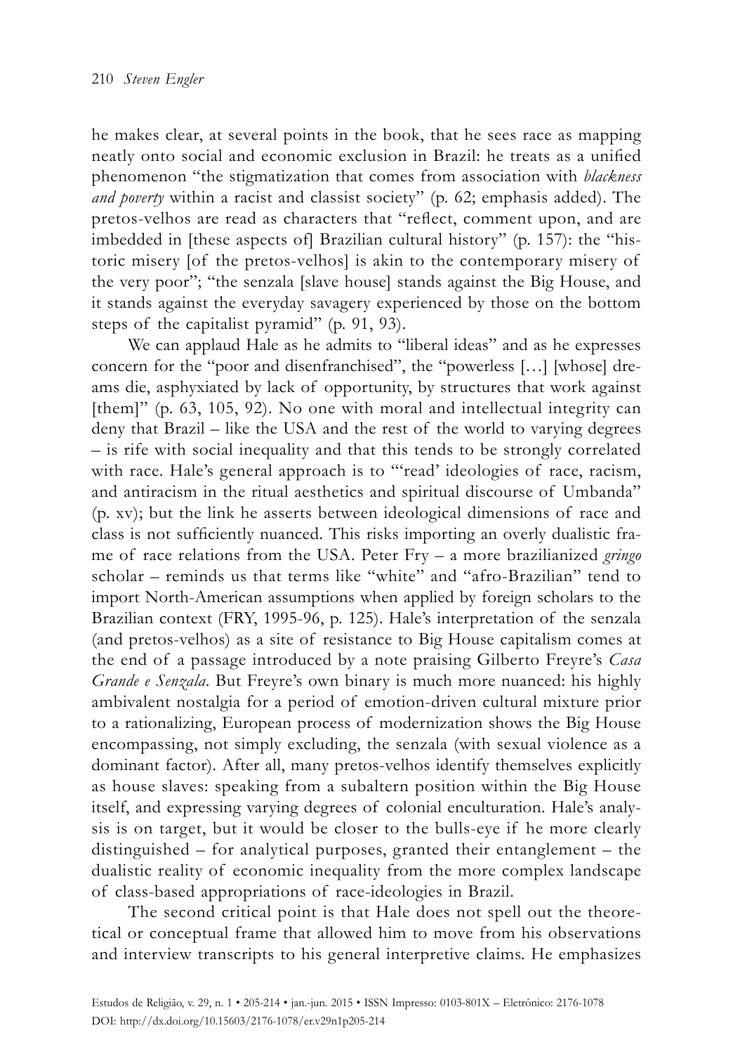he makes clear, at several points in the book, that he sees race as mapping neatly onto social and economic exclusion in Brazil: he treats as a unified phenomenon "the stigmatization that comes from association with *blackness and poverty* within a racist and classist society" (p. 62; emphasis added). The pretos-velhos are read as characters that "reflect, comment upon, and are imbedded in [these aspects of] Brazilian cultural history" (p. 157): the "historic misery [of the pretos-velhos] is akin to the contemporary misery of the very poor"; "the senzala [slave house] stands against the Big House, and it stands against the everyday savagery experienced by those on the bottom steps of the capitalist pyramid" (p. 91, 93).

We can applaud Hale as he admits to "liberal ideas" and as he expresses concern for the "poor and disenfranchised", the "powerless […] [whose] dreams die, asphyxiated by lack of opportunity, by structures that work against [them]" (p. 63, 105, 92). No one with moral and intellectual integrity can deny that Brazil – like the USA and the rest of the world to varying degrees – is rife with social inequality and that this tends to be strongly correlated with race. Hale's general approach is to "'read' ideologies of race, racism, and antiracism in the ritual aesthetics and spiritual discourse of Umbanda" (p. xv); but the link he asserts between ideological dimensions of race and class is not sufficiently nuanced. This risks importing an overly dualistic frame of race relations from the USA. Peter Fry – a more brazilianized *gringo* scholar – reminds us that terms like "white" and "afro-Brazilian" tend to import North-American assumptions when applied by foreign scholars to the Brazilian context (FRY, 1995-96, p. 125). Hale's interpretation of the senzala (and pretos-velhos) as a site of resistance to Big House capitalism comes at the end of a passage introduced by a note praising Gilberto Freyre's *Casa Grande e Senzala*. But Freyre's own binary is much more nuanced: his highly ambivalent nostalgia for a period of emotion-driven cultural mixture prior to a rationalizing, European process of modernization shows the Big House encompassing, not simply excluding, the senzala (with sexual violence as a dominant factor). After all, many pretos-velhos identify themselves explicitly as house slaves: speaking from a subaltern position within the Big House itself, and expressing varying degrees of colonial enculturation. Hale's analysis is on target, but it would be closer to the bulls-eye if he more clearly distinguished – for analytical purposes, granted their entanglement – the dualistic reality of economic inequality from the more complex landscape of class-based appropriations of race-ideologies in Brazil.

The second critical point is that Hale does not spell out the theoretical or conceptual frame that allowed him to move from his observations and interview transcripts to his general interpretive claims. He emphasizes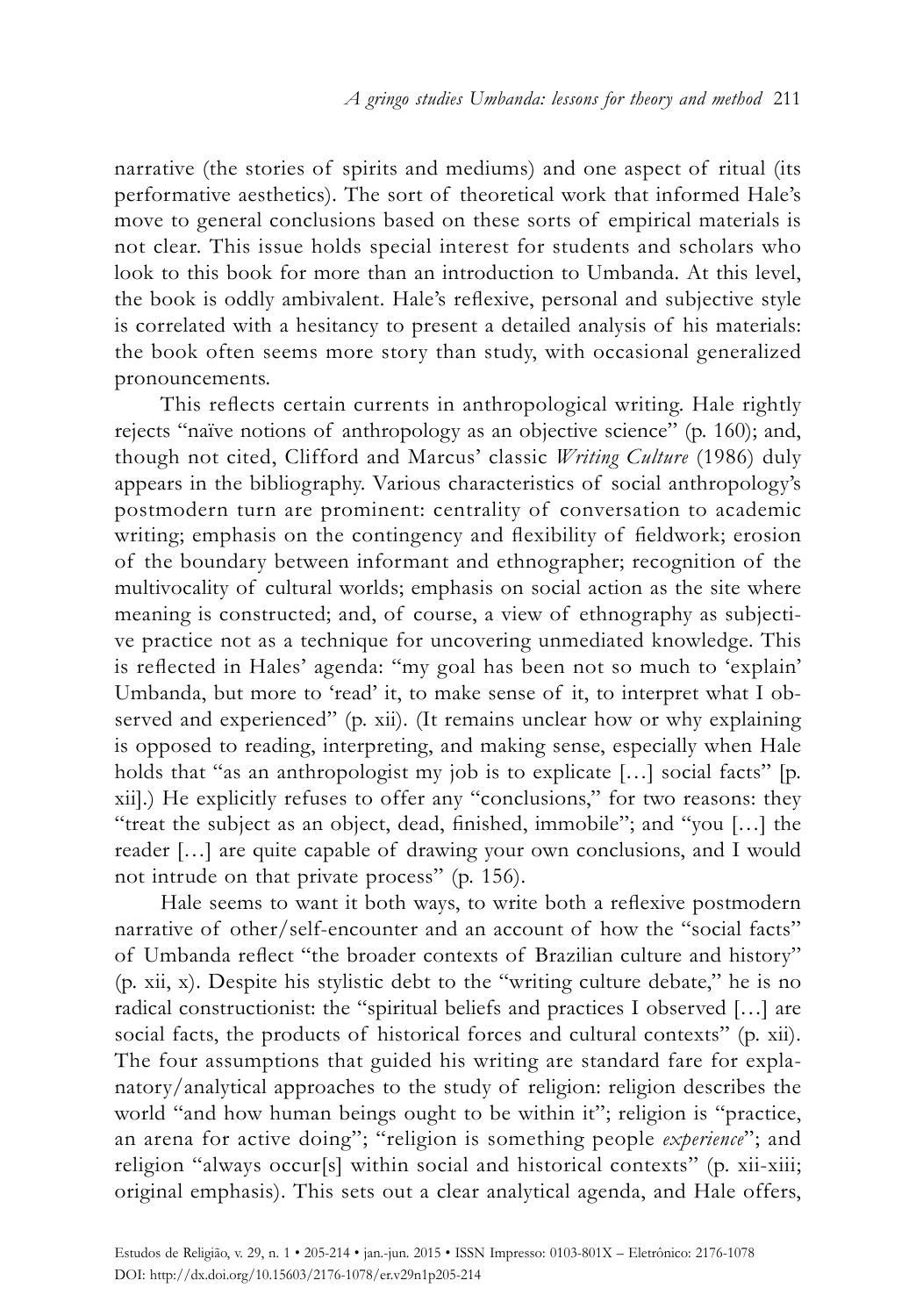narrative (the stories of spirits and mediums) and one aspect of ritual (its performative aesthetics). The sort of theoretical work that informed Hale's move to general conclusions based on these sorts of empirical materials is not clear. This issue holds special interest for students and scholars who look to this book for more than an introduction to Umbanda. At this level, the book is oddly ambivalent. Hale's reflexive, personal and subjective style is correlated with a hesitancy to present a detailed analysis of his materials: the book often seems more story than study, with occasional generalized pronouncements.

This reflects certain currents in anthropological writing. Hale rightly rejects "naïve notions of anthropology as an objective science" (p. 160); and, though not cited, Clifford and Marcus' classic *Writing Culture* (1986) duly appears in the bibliography. Various characteristics of social anthropology's postmodern turn are prominent: centrality of conversation to academic writing; emphasis on the contingency and flexibility of fieldwork; erosion of the boundary between informant and ethnographer; recognition of the multivocality of cultural worlds; emphasis on social action as the site where meaning is constructed; and, of course, a view of ethnography as subjective practice not as a technique for uncovering unmediated knowledge. This is reflected in Hales' agenda: "my goal has been not so much to 'explain' Umbanda, but more to 'read' it, to make sense of it, to interpret what I observed and experienced" (p. xii). (It remains unclear how or why explaining is opposed to reading, interpreting, and making sense, especially when Hale holds that "as an anthropologist my job is to explicate […] social facts" [p. xii].) He explicitly refuses to offer any "conclusions," for two reasons: they "treat the subject as an object, dead, finished, immobile"; and "you […] the reader […] are quite capable of drawing your own conclusions, and I would not intrude on that private process" (p. 156).

Hale seems to want it both ways, to write both a reflexive postmodern narrative of other/self-encounter and an account of how the "social facts" of Umbanda reflect "the broader contexts of Brazilian culture and history" (p. xii, x). Despite his stylistic debt to the "writing culture debate," he is no radical constructionist: the "spiritual beliefs and practices I observed […] are social facts, the products of historical forces and cultural contexts" (p. xii). The four assumptions that guided his writing are standard fare for explanatory/analytical approaches to the study of religion: religion describes the world "and how human beings ought to be within it"; religion is "practice, an arena for active doing"; "religion is something people *experience*"; and religion "always occur[s] within social and historical contexts" (p. xii-xiii; original emphasis). This sets out a clear analytical agenda, and Hale offers,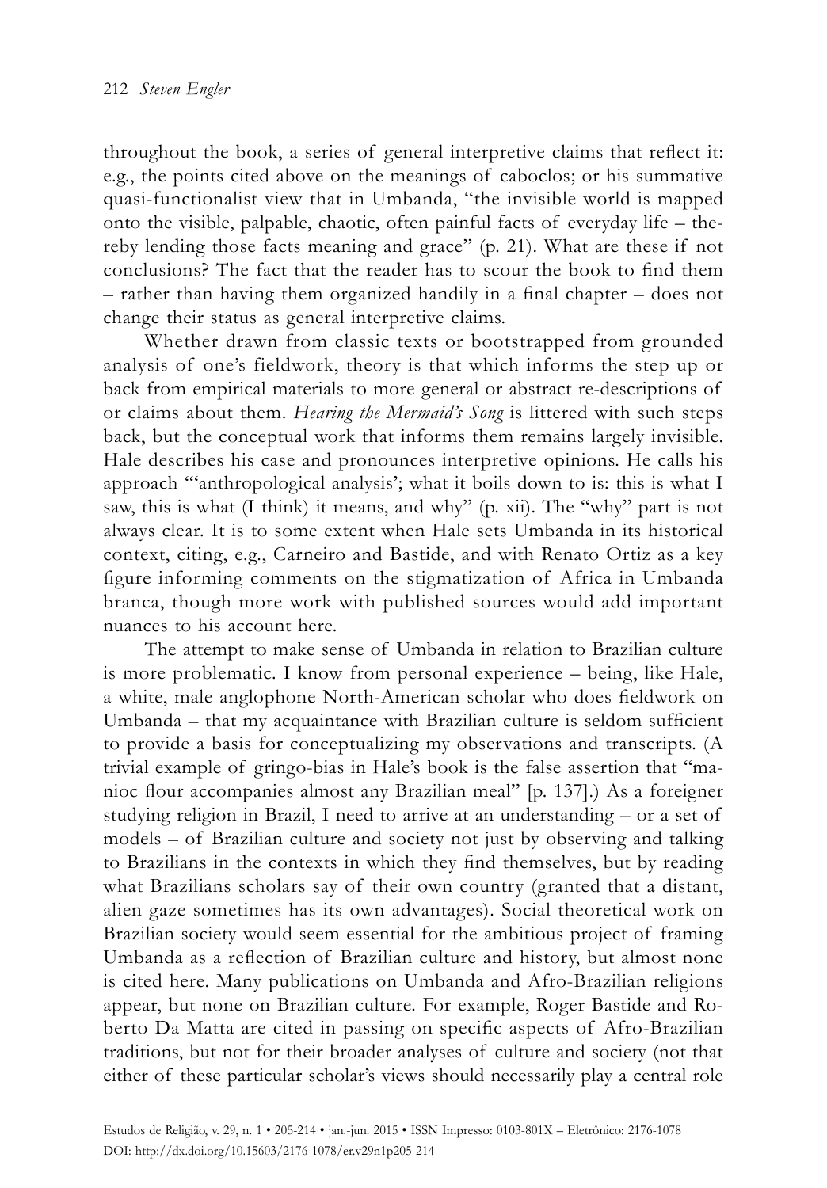throughout the book, a series of general interpretive claims that reflect it: e.g., the points cited above on the meanings of caboclos; or his summative quasi-functionalist view that in Umbanda, "the invisible world is mapped onto the visible, palpable, chaotic, often painful facts of everyday life – thereby lending those facts meaning and grace" (p. 21). What are these if not conclusions? The fact that the reader has to scour the book to find them – rather than having them organized handily in a final chapter – does not change their status as general interpretive claims.

Whether drawn from classic texts or bootstrapped from grounded analysis of one's fieldwork, theory is that which informs the step up or back from empirical materials to more general or abstract re-descriptions of or claims about them. *Hearing the Mermaid's Song* is littered with such steps back, but the conceptual work that informs them remains largely invisible. Hale describes his case and pronounces interpretive opinions. He calls his approach "'anthropological analysis'; what it boils down to is: this is what I saw, this is what (I think) it means, and why" (p. xii). The "why" part is not always clear. It is to some extent when Hale sets Umbanda in its historical context, citing, e.g., Carneiro and Bastide, and with Renato Ortiz as a key figure informing comments on the stigmatization of Africa in Umbanda branca, though more work with published sources would add important nuances to his account here.

The attempt to make sense of Umbanda in relation to Brazilian culture is more problematic. I know from personal experience – being, like Hale, a white, male anglophone North-American scholar who does fieldwork on Umbanda – that my acquaintance with Brazilian culture is seldom sufficient to provide a basis for conceptualizing my observations and transcripts. (A trivial example of gringo-bias in Hale's book is the false assertion that "manioc flour accompanies almost any Brazilian meal" [p. 137].) As a foreigner studying religion in Brazil, I need to arrive at an understanding – or a set of models – of Brazilian culture and society not just by observing and talking to Brazilians in the contexts in which they find themselves, but by reading what Brazilians scholars say of their own country (granted that a distant, alien gaze sometimes has its own advantages). Social theoretical work on Brazilian society would seem essential for the ambitious project of framing Umbanda as a reflection of Brazilian culture and history, but almost none is cited here. Many publications on Umbanda and Afro-Brazilian religions appear, but none on Brazilian culture. For example, Roger Bastide and Roberto Da Matta are cited in passing on specific aspects of Afro-Brazilian traditions, but not for their broader analyses of culture and society (not that either of these particular scholar's views should necessarily play a central role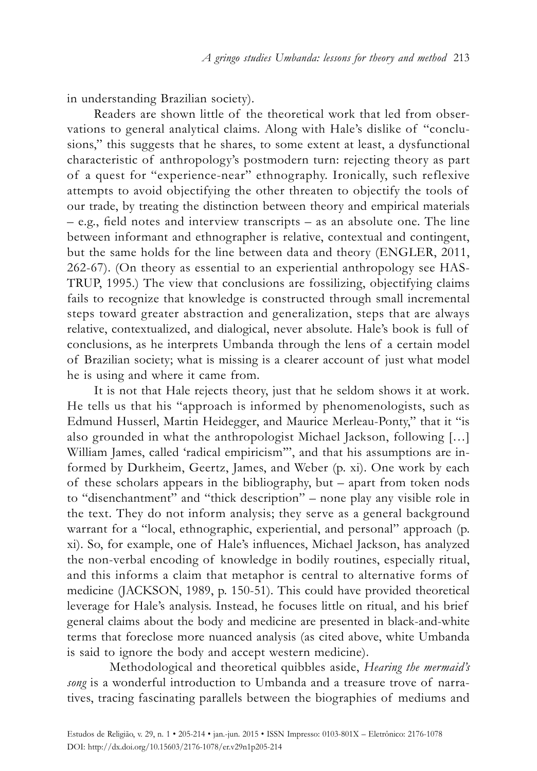in understanding Brazilian society).

Readers are shown little of the theoretical work that led from observations to general analytical claims. Along with Hale's dislike of "conclusions," this suggests that he shares, to some extent at least, a dysfunctional characteristic of anthropology's postmodern turn: rejecting theory as part of a quest for "experience-near" ethnography. Ironically, such reflexive attempts to avoid objectifying the other threaten to objectify the tools of our trade, by treating the distinction between theory and empirical materials – e.g., field notes and interview transcripts – as an absolute one. The line between informant and ethnographer is relative, contextual and contingent, but the same holds for the line between data and theory (ENGLER, 2011, 262-67). (On theory as essential to an experiential anthropology see HASTRUP, 1995.) The view that conclusions are fossilizing, objectifying claims fails to recognize that knowledge is constructed through small incremental steps toward greater abstraction and generalization, steps that are always relative, contextualized, and dialogical, never absolute. Hale's book is full of conclusions, as he interprets Umbanda through the lens of a certain model of Brazilian society; what is missing is a clearer account of just what model he is using and where it came from.

It is not that Hale rejects theory, just that he seldom shows it at work. He tells us that his "approach is informed by phenomenologists, such as Edmund Husserl, Martin Heidegger, and Maurice Merleau-Ponty," that it "is also grounded in what the anthropologist Michael Jackson, following […] William James, called 'radical empiricism'", and that his assumptions are informed by Durkheim, Geertz, James, and Weber (p. xi). One work by each of these scholars appears in the bibliography, but – apart from token nods to "disenchantment" and "thick description" – none play any visible role in the text. They do not inform analysis; they serve as a general background warrant for a "local, ethnographic, experiential, and personal" approach (p. xi). So, for example, one of Hale's influences, Michael Jackson, has analyzed the non-verbal encoding of knowledge in bodily routines, especially ritual, and this informs a claim that metaphor is central to alternative forms of medicine (JACKSON, 1989, p. 150-51). This could have provided theoretical leverage for Hale's analysis. Instead, he focuses little on ritual, and his brief general claims about the body and medicine are presented in black-and-white terms that foreclose more nuanced analysis (as cited above, white Umbanda is said to ignore the body and accept western medicine).

Methodological and theoretical quibbles aside, *Hearing the mermaid's song* is a wonderful introduction to Umbanda and a treasure trove of narratives, tracing fascinating parallels between the biographies of mediums and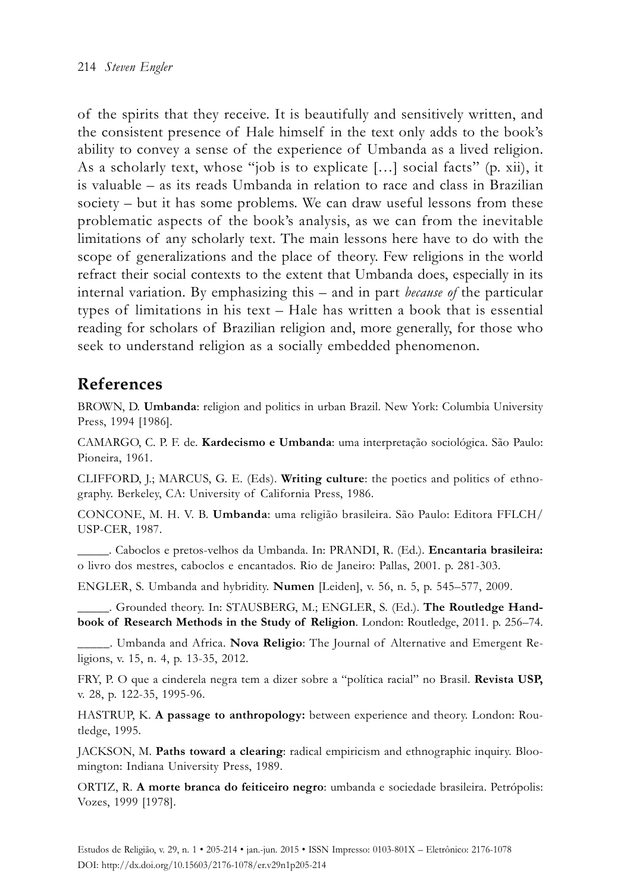of the spirits that they receive. It is beautifully and sensitively written, and the consistent presence of Hale himself in the text only adds to the book's ability to convey a sense of the experience of Umbanda as a lived religion. As a scholarly text, whose "job is to explicate […] social facts" (p. xii), it is valuable – as its reads Umbanda in relation to race and class in Brazilian society – but it has some problems. We can draw useful lessons from these problematic aspects of the book's analysis, as we can from the inevitable limitations of any scholarly text. The main lessons here have to do with the scope of generalizations and the place of theory. Few religions in the world refract their social contexts to the extent that Umbanda does, especially in its internal variation. By emphasizing this – and in part *because of* the particular types of limitations in his text – Hale has written a book that is essential reading for scholars of Brazilian religion and, more generally, for those who seek to understand religion as a socially embedded phenomenon.

## References

BROWN, D. **Umbanda**: religion and politics in urban Brazil. New York: Columbia University Press, 1994 [1986].

CAMARGO, C. P. F. de. **Kardecismo e Umbanda**: uma interpretação sociológica. São Paulo: Pioneira, 1961.

CLIFFORD, J.; MARCUS, G. E. (Eds). **Writing culture**: the poetics and politics of ethnography. Berkeley, CA: University of California Press, 1986.

CONCONE, M. H. V. B. **Umbanda**: uma religião brasileira. São Paulo: Editora FFLCH/USP-CER, 1987.

\_\_\_\_\_. Caboclos e pretos-velhos da Umbanda. In: PRANDI, R. (Ed.). **Encantaria brasileira:** o livro dos mestres, caboclos e encantados. Rio de Janeiro: Pallas, 2001. p. 281-303.

ENGLER, S. Umbanda and hybridity. **Numen** [Leiden], v. 56, n. 5, p. 545–577, 2009.

\_\_\_\_\_. Grounded theory. In: STAUSBERG, M.; ENGLER, S. (Ed.). **The Routledge Handbook of Research Methods in the Study of Religion**. London: Routledge, 2011. p. 256–74.

\_\_\_\_\_. Umbanda and Africa. **Nova Religio**: The Journal of Alternative and Emergent Religions, v. 15, n. 4, p. 13-35, 2012.

FRY, P. O que a cinderela negra tem a dizer sobre a "política racial" no Brasil. **Revista USP,** v. 28, p. 122-35, 1995-96.

HASTRUP, K. **A passage to anthropology:** between experience and theory. London: Routledge, 1995.

JACKSON, M. **Paths toward a clearing**: radical empiricism and ethnographic inquiry. Bloomington: Indiana University Press, 1989.

ORTIZ, R. **A morte branca do feiticeiro negro**: umbanda e sociedade brasileira. Petrópolis: Vozes, 1999 [1978].